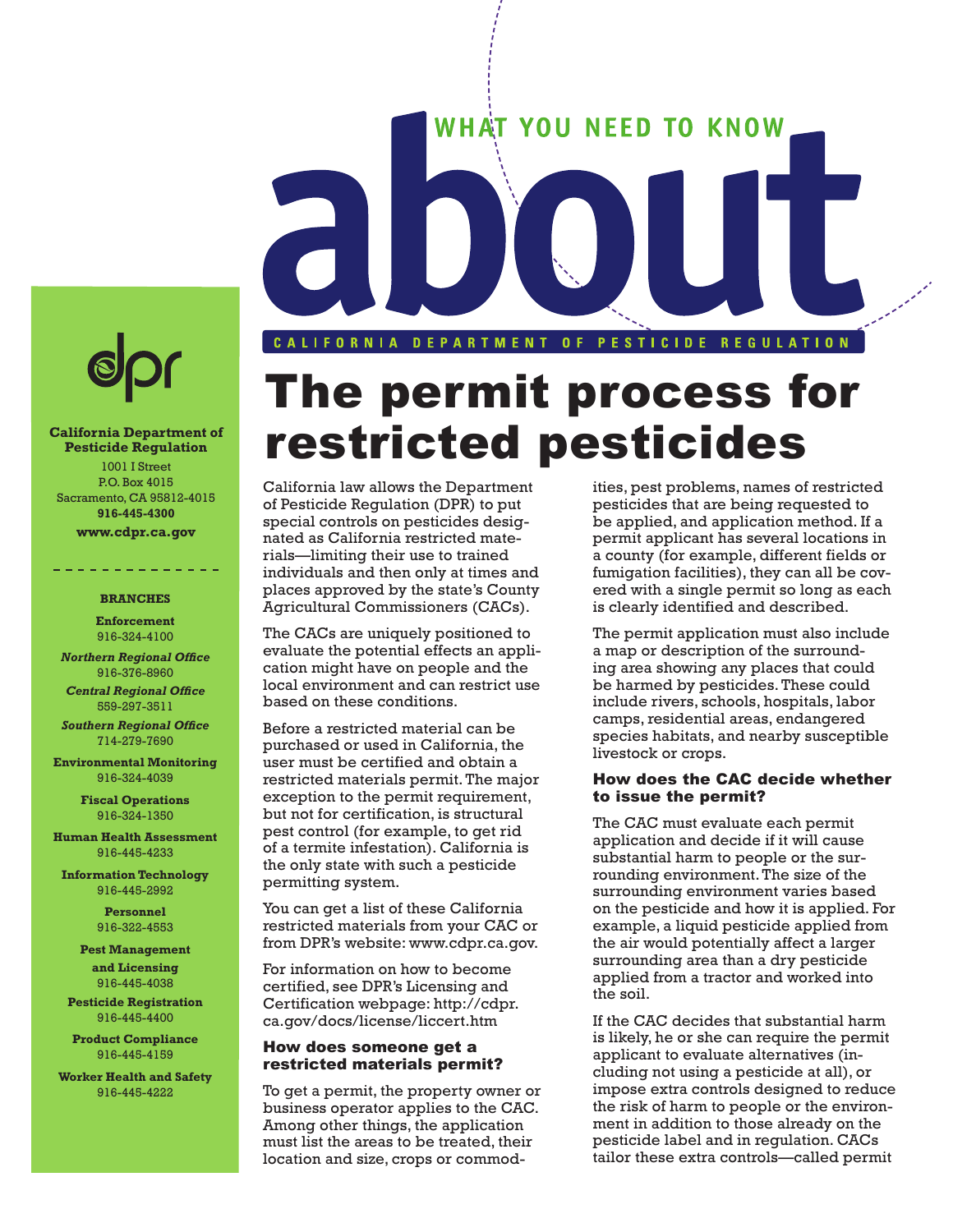WHAT YOU NEED TO KNOW

# about

CALIFORNIA DEPARTMENT OF PESTICIDE REGULATION

# The permit process for restricted pesticides

California law allows the Department of Pesticide Regulation (DPR) to put special controls on pesticides designated as California restricted materials—limiting their use to trained individuals and then only at times and places approved by the state's County Agricultural Commissioners (CACs).

The CACs are uniquely positioned to evaluate the potential effects an application might have on people and the local environment and can restrict use based on these conditions.

Before a restricted material can be purchased or used in California, the user must be certified and obtain a restricted materials permit. The major exception to the permit requirement, but not for certification, is structural pest control (for example, to get rid of a termite infestation). California is the only state with such a pesticide permitting system.

You can get a list of these California restricted materials from your CAC or from DPR's website: www.cdpr.ca.gov.

For information on how to become certified, see DPR's Licensing and Certification webpage: http://cdpr.ca.gov/docs/license/liccert.htm

## How does someone get a restricted materials permit?

To get a permit, the property owner or business operator applies to the CAC. Among other things, the application must list the areas to be treated, their location and size, crops or commodities, pest problems, names of restricted pesticides that are being requested to be applied, and application method. If a permit applicant has several locations in a county (for example, different fields or fumigation facilities), they can all be covered with a single permit so long as each is clearly identified and described.

The permit application must also include a map or description of the surrounding area showing any places that could be harmed by pesticides. These could include rivers, schools, hospitals, labor camps, residential areas, endangered species habitats, and nearby susceptible livestock or crops.

## How does the CAC decide whether to issue the permit?

The CAC must evaluate each permit application and decide if it will cause substantial harm to people or the surrounding environment. The size of the surrounding environment varies based on the pesticide and how it is applied. For example, a liquid pesticide applied from the air would potentially affect a larger surrounding area than a dry pesticide applied from a tractor and worked into the soil.

If the CAC decides that substantial harm is likely, he or she can require the permit applicant to evaluate alternatives (including not using a pesticide at all), or impose extra controls designed to reduce the risk of harm to people or the environment in addition to those already on the pesticide label and in regulation. CACs tailor these extra controls—called permit

---

**California Department of Pesticide Regulation**
1001 I Street
P.O. Box 4015
Sacramento, CA 95812-4015
**916-445-4300**
**www.cdpr.ca.gov**

**BRANCHES**

**Enforcement**
916-324-4100

***Northern Regional Office***
916-376-8960

***Central Regional Office***
559-297-3511

***Southern Regional Office***
714-279-7690

**Environmental Monitoring**
916-324-4039

**Fiscal Operations**
916-324-1350

**Human Health Assessment**
916-445-4233

**Information Technology**
916-445-2992

**Personnel**
916-322-4553

**Pest Management and Licensing**
916-445-4038

**Pesticide Registration**
916-445-4400

**Product Compliance**
916-445-4159

**Worker Health and Safety**
916-445-4222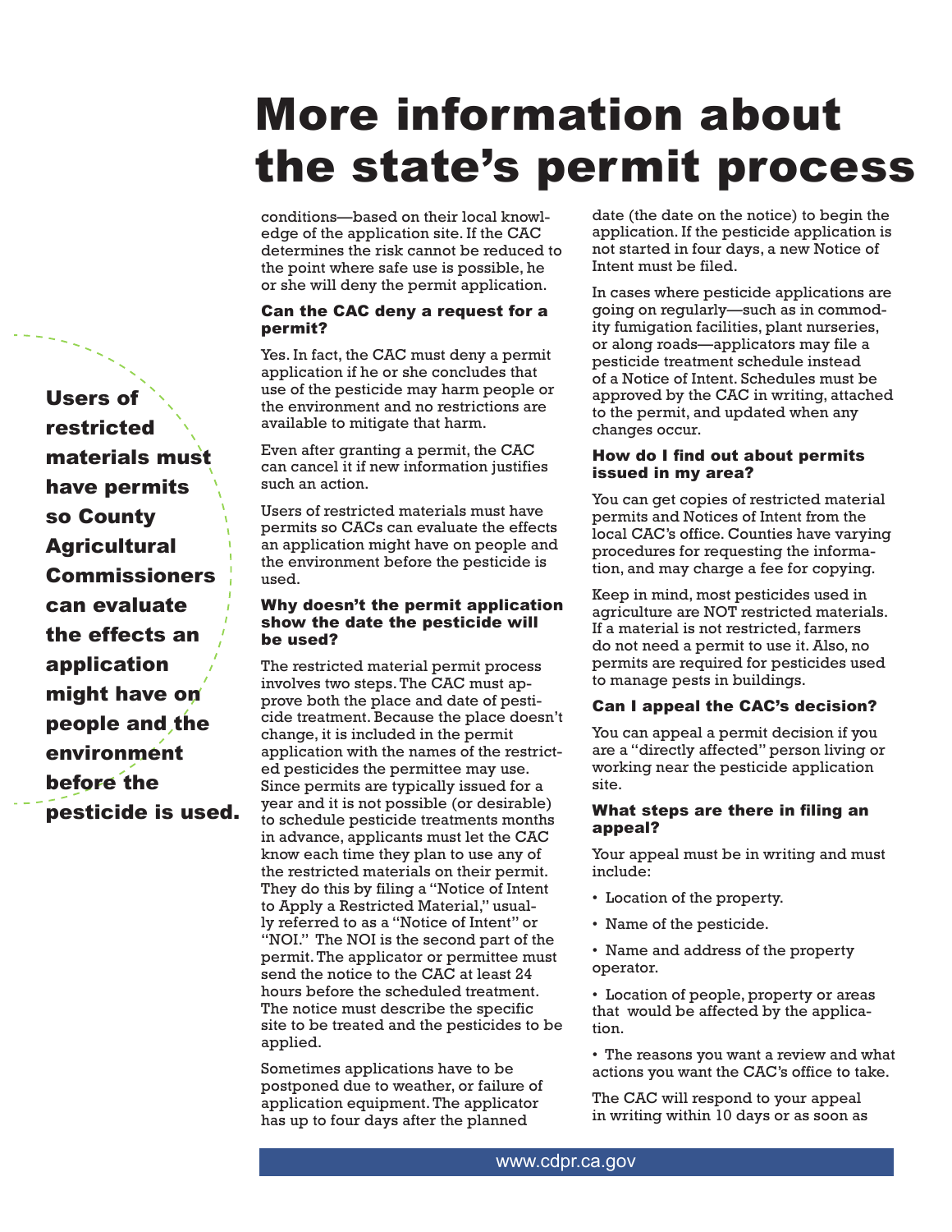# More information about the state's permit process

**Users of restricted materials must have permits so County Agricultural Commissioners can evaluate the effects an application might have on people and the environment before the pesticide is used.**

conditions—based on their local knowledge of the application site. If the CAC determines the risk cannot be reduced to the point where safe use is possible, he or she will deny the permit application.

### Can the CAC deny a request for a permit?

Yes. In fact, the CAC must deny a permit application if he or she concludes that use of the pesticide may harm people or the environment and no restrictions are available to mitigate that harm.

Even after granting a permit, the CAC can cancel it if new information justifies such an action.

Users of restricted materials must have permits so CACs can evaluate the effects an application might have on people and the environment before the pesticide is used.

### Why doesn't the permit application show the date the pesticide will be used?

The restricted material permit process involves two steps. The CAC must approve both the place and date of pesticide treatment. Because the place doesn't change, it is included in the permit application with the names of the restricted pesticides the permittee may use. Since permits are typically issued for a year and it is not possible (or desirable) to schedule pesticide treatments months in advance, applicants must let the CAC know each time they plan to use any of the restricted materials on their permit. They do this by filing a "Notice of Intent to Apply a Restricted Material," usually referred to as a "Notice of Intent" or "NOI." The NOI is the second part of the permit. The applicator or permittee must send the notice to the CAC at least 24 hours before the scheduled treatment. The notice must describe the specific site to be treated and the pesticides to be applied.

Sometimes applications have to be postponed due to weather, or failure of application equipment. The applicator has up to four days after the planned date (the date on the notice) to begin the application. If the pesticide application is not started in four days, a new Notice of Intent must be filed.

In cases where pesticide applications are going on regularly—such as in commodity fumigation facilities, plant nurseries, or along roads—applicators may file a pesticide treatment schedule instead of a Notice of Intent. Schedules must be approved by the CAC in writing, attached to the permit, and updated when any changes occur.

### How do I find out about permits issued in my area?

You can get copies of restricted material permits and Notices of Intent from the local CAC's office. Counties have varying procedures for requesting the information, and may charge a fee for copying.

Keep in mind, most pesticides used in agriculture are NOT restricted materials. If a material is not restricted, farmers do not need a permit to use it. Also, no permits are required for pesticides used to manage pests in buildings.

### Can I appeal the CAC's decision?

You can appeal a permit decision if you are a "directly affected" person living or working near the pesticide application site.

### What steps are there in filing an appeal?

Your appeal must be in writing and must include:

- Location of the property.
- Name of the pesticide.
- Name and address of the property operator.
- Location of people, property or areas that would be affected by the application.
- The reasons you want a review and what actions you want the CAC's office to take.

The CAC will respond to your appeal in writing within 10 days or as soon as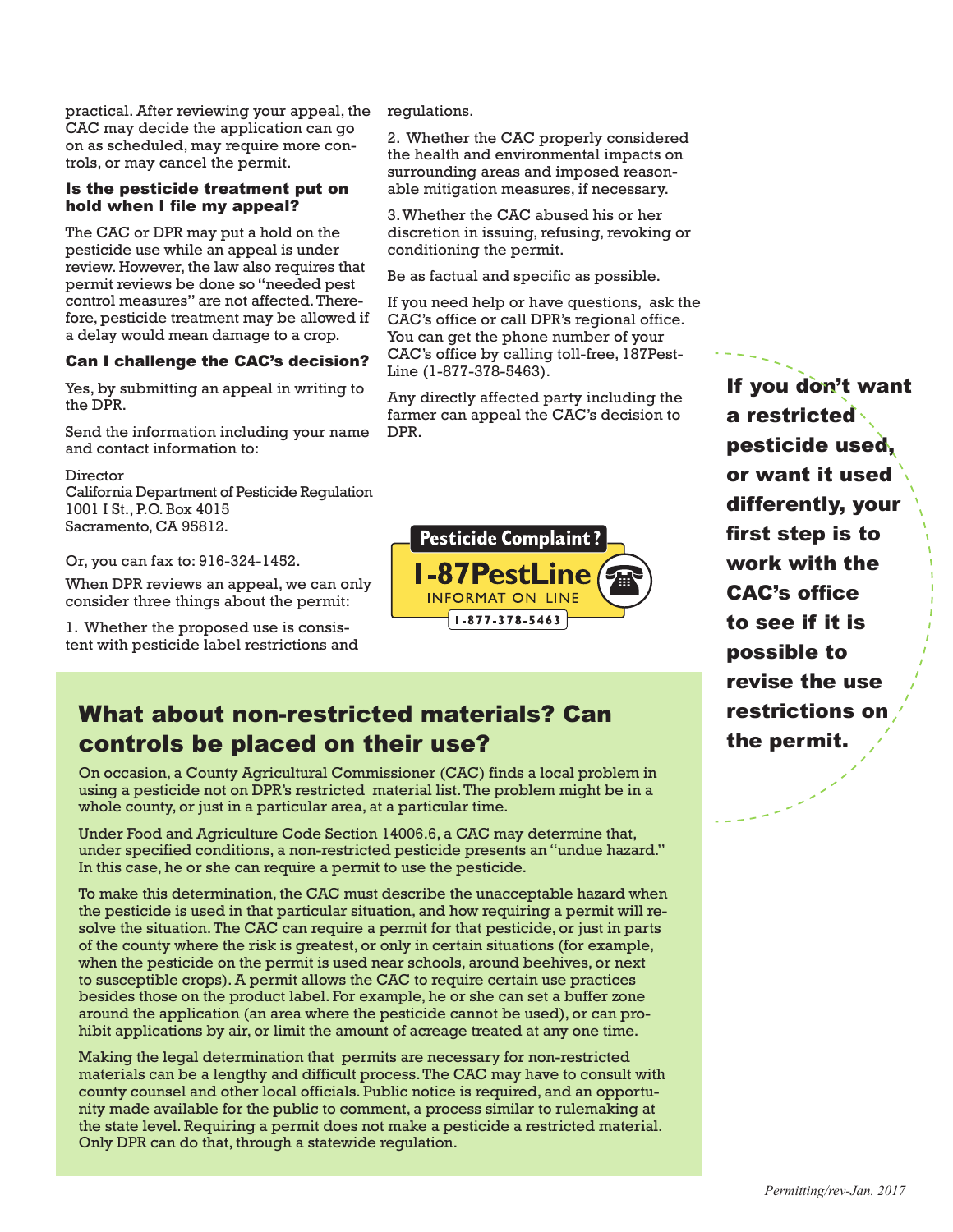practical. After reviewing your appeal, the CAC may decide the application can go on as scheduled, may require more controls, or may cancel the permit.

**Is the pesticide treatment put on hold when I file my appeal?**

The CAC or DPR may put a hold on the pesticide use while an appeal is under review. However, the law also requires that permit reviews be done so "needed pest control measures" are not affected. Therefore, pesticide treatment may be allowed if a delay would mean damage to a crop.

**Can I challenge the CAC's decision?**

Yes, by submitting an appeal in writing to the DPR.

Send the information including your name and contact information to:

Director
California Department of Pesticide Regulation
1001 I St., P.O. Box 4015
Sacramento, CA 95812.

Or, you can fax to: 916-324-1452.

When DPR reviews an appeal, we can only consider three things about the permit:

1. Whether the proposed use is consistent with pesticide label restrictions and regulations.

2. Whether the CAC properly considered the health and environmental impacts on surrounding areas and imposed reasonable mitigation measures, if necessary.

3. Whether the CAC abused his or her discretion in issuing, refusing, revoking or conditioning the permit.

Be as factual and specific as possible.

If you need help or have questions, ask the CAC's office or call DPR's regional office. You can get the phone number of your CAC's office by calling toll-free, 187Pest-Line (1-877-378-5463).

Any directly affected party including the farmer can appeal the CAC's decision to DPR.

Pesticide Complaint?
1-87PestLine
INFORMATION LINE
1-877-378-5463

**If you don't want a restricted pesticide used, or want it used differently, your first step is to work with the CAC's office to see if it is possible to revise the use restrictions on the permit.**

## What about non-restricted materials? Can controls be placed on their use?

On occasion, a County Agricultural Commissioner (CAC) finds a local problem in using a pesticide not on DPR's restricted material list. The problem might be in a whole county, or just in a particular area, at a particular time.

Under Food and Agriculture Code Section 14006.6, a CAC may determine that, under specified conditions, a non-restricted pesticide presents an "undue hazard." In this case, he or she can require a permit to use the pesticide.

To make this determination, the CAC must describe the unacceptable hazard when the pesticide is used in that particular situation, and how requiring a permit will resolve the situation. The CAC can require a permit for that pesticide, or just in parts of the county where the risk is greatest, or only in certain situations (for example, when the pesticide on the permit is used near schools, around beehives, or next to susceptible crops). A permit allows the CAC to require certain use practices besides those on the product label. For example, he or she can set a buffer zone around the application (an area where the pesticide cannot be used), or can prohibit applications by air, or limit the amount of acreage treated at any one time.

Making the legal determination that permits are necessary for non-restricted materials can be a lengthy and difficult process. The CAC may have to consult with county counsel and other local officials. Public notice is required, and an opportunity made available for the public to comment, a process similar to rulemaking at the state level. Requiring a permit does not make a pesticide a restricted material. Only DPR can do that, through a statewide regulation.

*Permitting/rev-Jan. 2017*